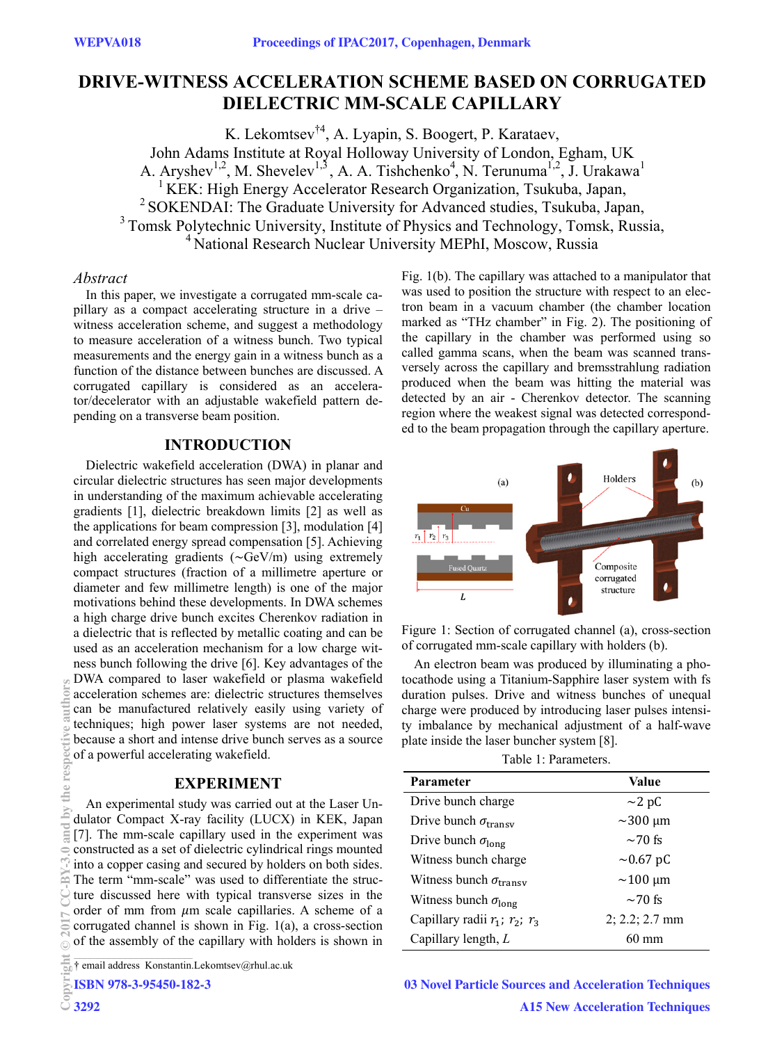# DRIVE-WITNESS ACCELERATION SCHEME BASED ON CORRUGATED DIELECTRIC MM-SCALE CAPILLARY

K. Lekomtsev[†4], A. Lyapin, S. Boogert, P. Karataev,
John Adams Institute at Royal Holloway University of London, Egham, UK
A. Aryshev[1,2], M. Shevelev[1,3], A. A. Tishchenko[4], N. Terunuma[1,2], J. Urakawa[1]
[1] KEK: High Energy Accelerator Research Organization, Tsukuba, Japan,
[2] SOKENDAI: The Graduate University for Advanced studies, Tsukuba, Japan,
[3] Tomsk Polytechnic University, Institute of Physics and Technology, Tomsk, Russia,
[4] National Research Nuclear University MEPhI, Moscow, Russia

*Abstract*

In this paper, we investigate a corrugated mm-scale capillary as a compact accelerating structure in a drive – witness acceleration scheme, and suggest a methodology to measure acceleration of a witness bunch. Two typical measurements and the energy gain in a witness bunch as a function of the distance between bunches are discussed. A corrugated capillary is considered as an accelerator/decelerator with an adjustable wakefield pattern depending on a transverse beam position.

## INTRODUCTION

Dielectric wakefield acceleration (DWA) in planar and circular dielectric structures has seen major developments in understanding of the maximum achievable accelerating gradients [1], dielectric breakdown limits [2] as well as the applications for beam compression [3], modulation [4] and correlated energy spread compensation [5]. Achieving high accelerating gradients (∼GeV/m) using extremely compact structures (fraction of a millimetre aperture or diameter and few millimetre length) is one of the major motivations behind these developments. In DWA schemes a high charge drive bunch excites Cherenkov radiation in a dielectric that is reflected by metallic coating and can be used as an acceleration mechanism for a low charge witness bunch following the drive [6]. Key advantages of the DWA compared to laser wakefield or plasma wakefield acceleration schemes are: dielectric structures themselves can be manufactured relatively easily using variety of techniques; high power laser systems are not needed, because a short and intense drive bunch serves as a source of a powerful accelerating wakefield.

## EXPERIMENT

An experimental study was carried out at the Laser Undulator Compact X-ray facility (LUCX) in KEK, Japan [7]. The mm-scale capillary used in the experiment was constructed as a set of dielectric cylindrical rings mounted into a copper casing and secured by holders on both sides. The term "mm-scale" was used to differentiate the structure discussed here with typical transverse sizes in the order of mm from $\mu$m scale capillaries. A scheme of a corrugated channel is shown in Fig. 1(a), a cross-section of the assembly of the capillary with holders is shown in Fig. 1(b). The capillary was attached to a manipulator that was used to position the structure with respect to an electron beam in a vacuum chamber (the chamber location marked as "THz chamber" in Fig. 2). The positioning of the capillary in the chamber was performed using so called gamma scans, when the beam was scanned transversely across the capillary and bremsstrahlung radiation produced when the beam was hitting the material was detected by an air - Cherenkov detector. The scanning region where the weakest signal was detected corresponded to the beam propagation through the capillary aperture.

Figure 1: Section of corrugated channel (a), cross-section of corrugated mm-scale capillary with holders (b).

An electron beam was produced by illuminating a photocathode using a Titanium-Sapphire laser system with fs duration pulses. Drive and witness bunches of unequal charge were produced by introducing laser pulses intensity imbalance by mechanical adjustment of a half-wave plate inside the laser buncher system [8].

Table 1: Parameters.

| Parameter | Value |
|---|---|
| Drive bunch charge | ∼2 pC |
| Drive bunch $\sigma_{\text{transv}}$ | ∼300 μm |
| Drive bunch $\sigma_{\text{long}}$ | ∼70 fs |
| Witness bunch charge | ∼0.67 pC |
| Witness bunch $\sigma_{\text{transv}}$ | ∼100 μm |
| Witness bunch $\sigma_{\text{long}}$ | ∼70 fs |
| Capillary radii $r_1$; $r_2$; $r_3$ | 2; 2.2; 2.7 mm |
| Capillary length, $L$ | 60 mm |

† email address Konstantin.Lekomtsev@rhul.ac.uk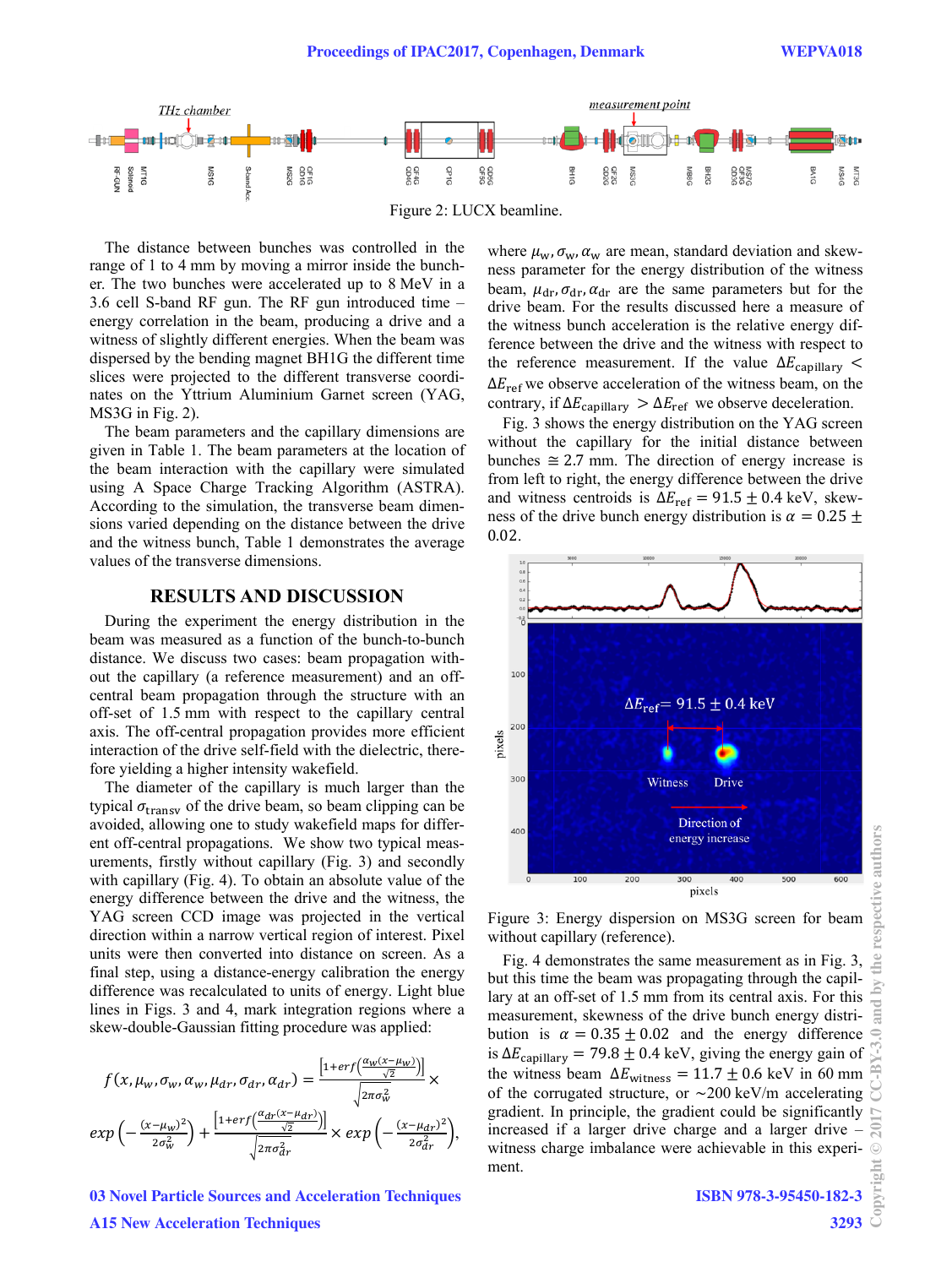Figure 2: LUCX beamline.

The distance between bunches was controlled in the range of 1 to 4 mm by moving a mirror inside the buncher. The two bunches were accelerated up to 8 MeV in a 3.6 cell S-band RF gun. The RF gun introduced time – energy correlation in the beam, producing a drive and a witness of slightly different energies. When the beam was dispersed by the bending magnet BH1G the different time slices were projected to the different transverse coordinates on the Yttrium Aluminium Garnet screen (YAG, MS3G in Fig. 2).

The beam parameters and the capillary dimensions are given in Table 1. The beam parameters at the location of the beam interaction with the capillary were simulated using A Space Charge Tracking Algorithm (ASTRA). According to the simulation, the transverse beam dimensions varied depending on the distance between the drive and the witness bunch, Table 1 demonstrates the average values of the transverse dimensions.

## RESULTS AND DISCUSSION

During the experiment the energy distribution in the beam was measured as a function of the bunch-to-bunch distance. We discuss two cases: beam propagation without the capillary (a reference measurement) and an off-central beam propagation through the structure with an off-set of 1.5 mm with respect to the capillary central axis. The off-central propagation provides more efficient interaction of the drive self-field with the dielectric, therefore yielding a higher intensity wakefield.

The diameter of the capillary is much larger than the typical $\sigma_{\text{transv}}$ of the drive beam, so beam clipping can be avoided, allowing one to study wakefield maps for different off-central propagations. We show two typical measurements, firstly without capillary (Fig. 3) and secondly with capillary (Fig. 4). To obtain an absolute value of the energy difference between the drive and the witness, the YAG screen CCD image was projected in the vertical direction within a narrow vertical region of interest. Pixel units were then converted into distance on screen. As a final step, using a distance-energy calibration the energy difference was recalculated to units of energy. Light blue lines in Figs. 3 and 4, mark integration regions where a skew-double-Gaussian fitting procedure was applied:

$$f(x,\mu_w,\sigma_w,\alpha_w,\mu_{dr},\sigma_{dr},\alpha_{dr}) = \frac{\left[1+erf\left(\frac{\alpha_w(x-\mu_w)}{\sqrt{2}}\right)\right]}{\sqrt{2\pi\sigma_w^2}} \times exp\left(-\frac{(x-\mu_w)^2}{2\sigma_w^2}\right) + \frac{\left[1+erf\left(\frac{\alpha_{dr}(x-\mu_{dr})}{\sqrt{2}}\right)\right]}{\sqrt{2\pi\sigma_{dr}^2}} \times exp\left(-\frac{(x-\mu_{dr})^2}{2\sigma_{dr}^2}\right),$$

where $\mu_w, \sigma_w, \alpha_w$ are mean, standard deviation and skewness parameter for the energy distribution of the witness beam, $\mu_{dr}, \sigma_{dr}, \alpha_{dr}$ are the same parameters but for the drive beam. For the results discussed here a measure of the witness bunch acceleration is the relative energy difference between the drive and the witness with respect to the reference measurement. If the value $\Delta E_{\text{capillary}} < \Delta E_{\text{ref}}$ we observe acceleration of the witness beam, on the contrary, if $\Delta E_{\text{capillary}} > \Delta E_{\text{ref}}$ we observe deceleration.

Fig. 3 shows the energy distribution on the YAG screen without the capillary for the initial distance between bunches $\cong 2.7$ mm. The direction of energy increase is from left to right, the energy difference between the drive and witness centroids is $\Delta E_{\text{ref}} = 91.5 \pm 0.4$ keV, skewness of the drive bunch energy distribution is $\alpha = 0.25 \pm 0.02$.

Figure 3: Energy dispersion on MS3G screen for beam without capillary (reference).

Fig. 4 demonstrates the same measurement as in Fig. 3, but this time the beam was propagating through the capillary at an off-set of 1.5 mm from its central axis. For this measurement, skewness of the drive bunch energy distribution is $\alpha = 0.35 \pm 0.02$ and the energy difference is $\Delta E_{\text{capillary}} = 79.8 \pm 0.4$ keV, giving the energy gain of the witness beam $\Delta E_{\text{witness}} = 11.7 \pm 0.6$ keV in 60 mm of the corrugated structure, or ~200 keV/m accelerating gradient. In principle, the gradient could be significantly increased if a larger drive charge and a larger drive – witness charge imbalance were achievable in this experiment.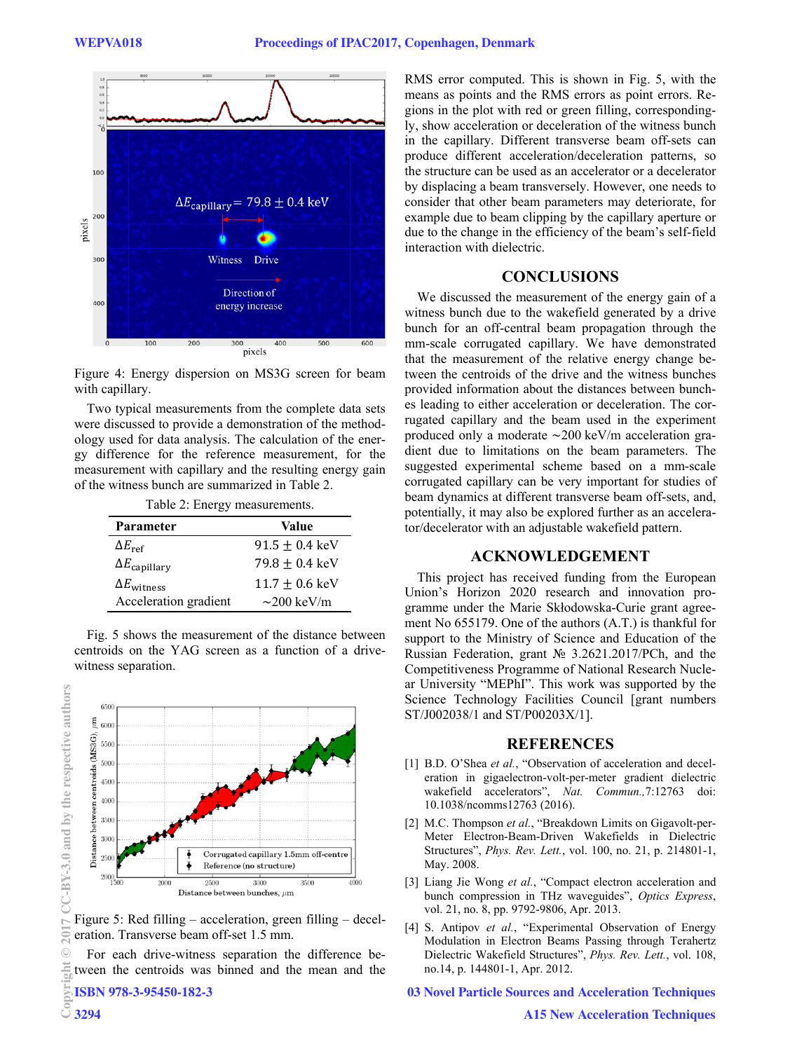Figure 4: Energy dispersion on MS3G screen for beam with capillary.

Two typical measurements from the complete data sets were discussed to provide a demonstration of the methodology used for data analysis. The calculation of the energy difference for the reference measurement, for the measurement with capillary and the resulting energy gain of the witness bunch are summarized in Table 2.

Table 2: Energy measurements.

| Parameter | Value |
|---|---|
| $\Delta E_{\mathrm{ref}}$ | $91.5 \pm 0.4$ keV |
| $\Delta E_{\mathrm{capillary}}$ | $79.8 \pm 0.4$ keV |
| $\Delta E_{\mathrm{witness}}$ | $11.7 \pm 0.6$ keV |
| Acceleration gradient | ~200 keV/m |

Fig. 5 shows the measurement of the distance between centroids on the YAG screen as a function of a drive-witness separation.

Figure 5: Red filling – acceleration, green filling – deceleration. Transverse beam off-set 1.5 mm.

For each drive-witness separation the difference between the centroids was binned and the mean and the RMS error computed. This is shown in Fig. 5, with the means as points and the RMS errors as point errors. Regions in the plot with red or green filling, correspondingly, show acceleration or deceleration of the witness bunch in the capillary. Different transverse beam off-sets can produce different acceleration/deceleration patterns, so the structure can be used as an accelerator or a decelerator by displacing a beam transversely. However, one needs to consider that other beam parameters may deteriorate, for example due to beam clipping by the capillary aperture or due to the change in the efficiency of the beam's self-field interaction with dielectric.

## CONCLUSIONS

We discussed the measurement of the energy gain of a witness bunch due to the wakefield generated by a drive bunch for an off-central beam propagation through the mm-scale corrugated capillary. We have demonstrated that the measurement of the relative energy change between the centroids of the drive and the witness bunches provided information about the distances between bunches leading to either acceleration or deceleration. The corrugated capillary and the beam used in the experiment produced only a moderate ~200 keV/m acceleration gradient due to limitations on the beam parameters. The suggested experimental scheme based on a mm-scale corrugated capillary can be very important for studies of beam dynamics at different transverse beam off-sets, and, potentially, it may also be explored further as an accelerator/decelerator with an adjustable wakefield pattern.

## ACKNOWLEDGEMENT

This project has received funding from the European Union's Horizon 2020 research and innovation programme under the Marie Skłodowska-Curie grant agreement No 655179. One of the authors (A.T.) is thankful for support to the Ministry of Science and Education of the Russian Federation, grant № 3.2621.2017/PCh, and the Competitiveness Programme of National Research Nuclear University "MEPhI". This work was supported by the Science Technology Facilities Council [grant numbers ST/J002038/1 and ST/P00203X/1].

## REFERENCES

[1] B.D. O'Shea *et al.*, "Observation of acceleration and deceleration in gigaelectron-volt-per-meter gradient dielectric wakefield accelerators", *Nat. Commun.,*7:12763 doi: 10.1038/ncomms12763 (2016).

[2] M.C. Thompson *et al.*, "Breakdown Limits on Gigavolt-per-Meter Electron-Beam-Driven Wakefields in Dielectric Structures", *Phys. Rev. Lett.*, vol. 100, no. 21, p. 214801-1, May. 2008.

[3] Liang Jie Wong *et al.*, "Compact electron acceleration and bunch compression in THz waveguides", *Optics Express*, vol. 21, no. 8, pp. 9792-9806, Apr. 2013.

[4] S. Antipov *et al.*, "Experimental Observation of Energy Modulation in Electron Beams Passing through Terahertz Dielectric Wakefield Structures", *Phys. Rev. Lett.*, vol. 108, no.14, p. 144801-1, Apr. 2012.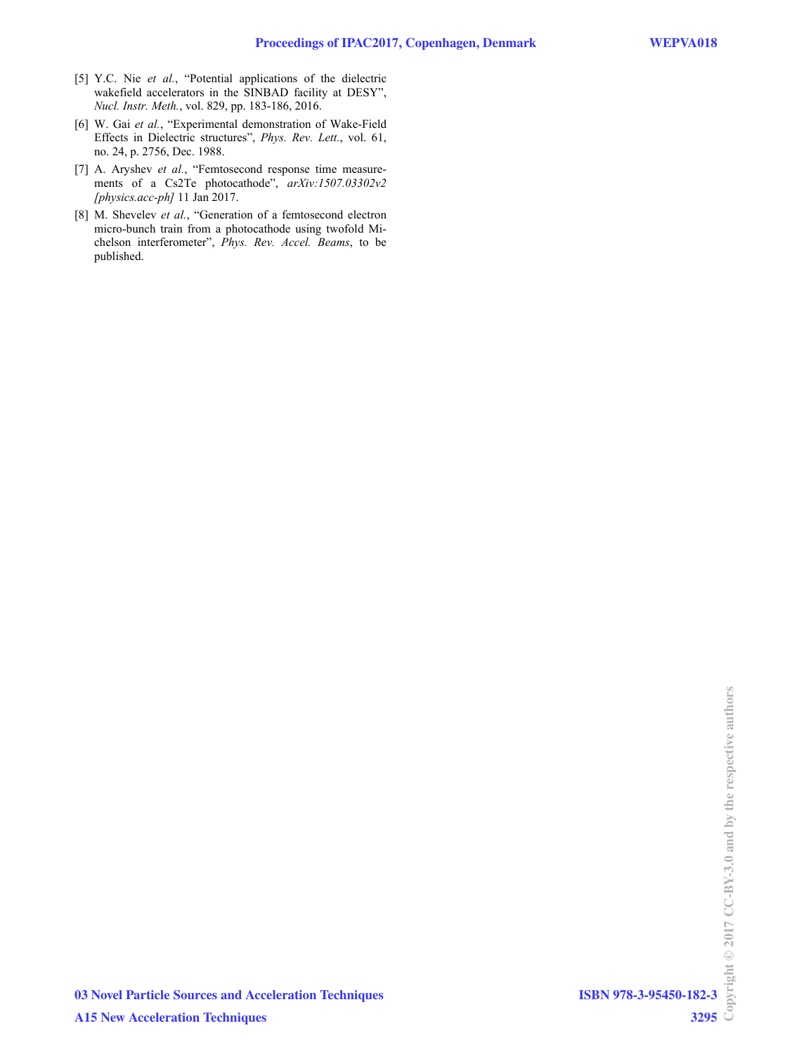[5] Y.C. Nie *et al.*, “Potential applications of the dielectric wakefield accelerators in the SINBAD facility at DESY”, *Nucl. Instr. Meth.*, vol. 829, pp. 183-186, 2016.

[6] W. Gai *et al.*, “Experimental demonstration of Wake-Field Effects in Dielectric structures”, *Phys. Rev. Lett.*, vol. 61, no. 24, p. 2756, Dec. 1988.

[7] A. Aryshev *et al.*, “Femtosecond response time measurements of a Cs2Te photocathode”, *arXiv:1507.03302v2 [physics.acc-ph]* 11 Jan 2017.

[8] M. Shevelev *et al.*, “Generation of a femtosecond electron micro-bunch train from a photocathode using twofold Michelson interferometer”, *Phys. Rev. Accel. Beams*, to be published.